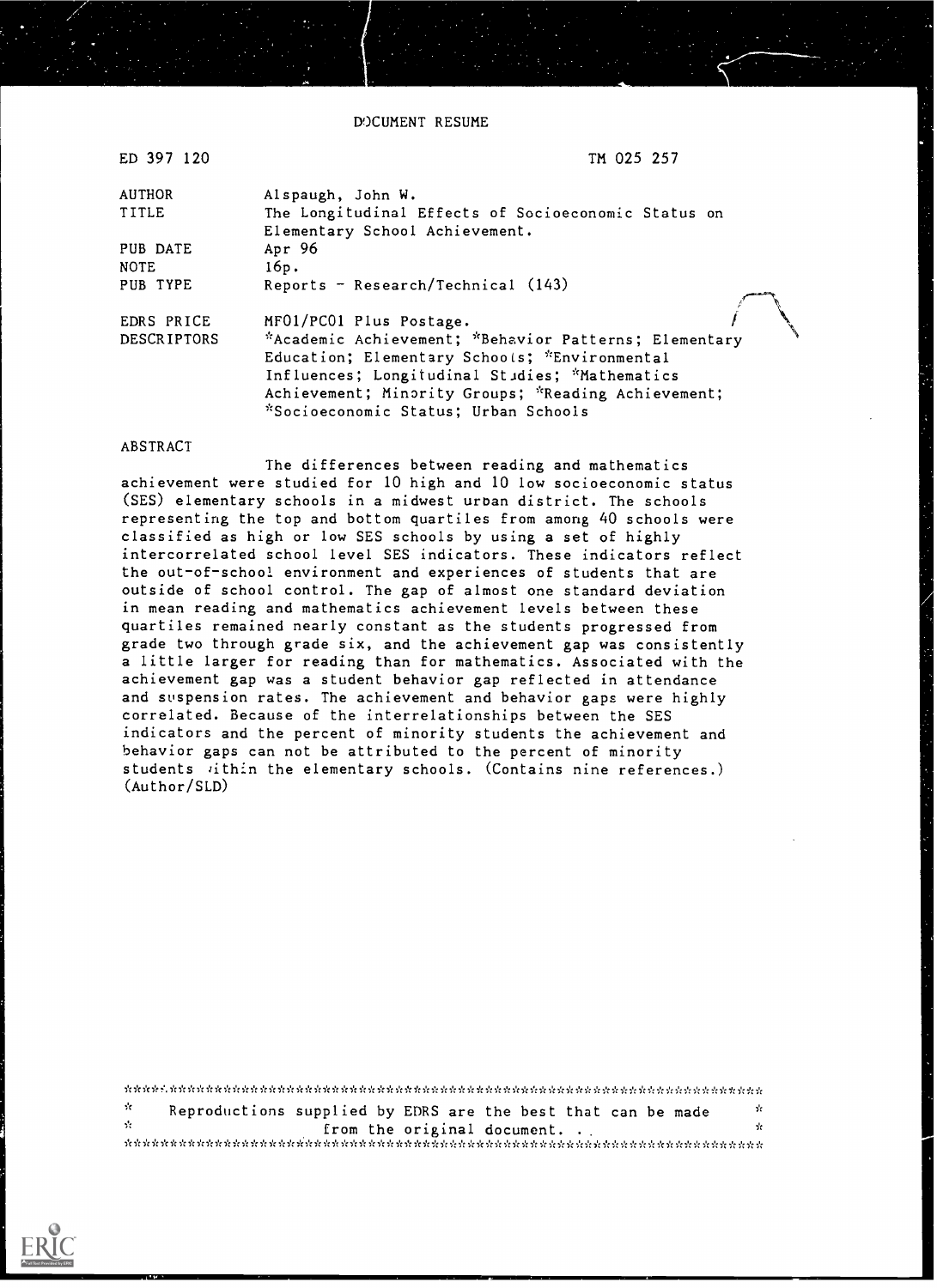DOCUMENT RESUME

| | | |
|---|---|---|
| ED 397 120 | | TM 025 257 |
| AUTHOR | Alspaugh, John W. | |
| TITLE | The Longitudinal Effects of Socioeconomic Status on Elementary School Achievement. | |
| PUB DATE | Apr 96 | |
| NOTE | 16p. | |
| PUB TYPE | Reports - Research/Technical (143) | |
| EDRS PRICE | MF01/PC01 Plus Postage. | |
| DESCRIPTORS | *Academic Achievement; *Behavior Patterns; Elementary Education; Elementary Schools; *Environmental Influences; Longitudinal Studies; *Mathematics Achievement; Minority Groups; *Reading Achievement; *Socioeconomic Status; Urban Schools | |

ABSTRACT

The differences between reading and mathematics achievement were studied for 10 high and 10 low socioeconomic status (SES) elementary schools in a midwest urban district. The schools representing the top and bottom quartiles from among 40 schools were classified as high or low SES schools by using a set of highly intercorrelated school level SES indicators. These indicators reflect the out-of-school environment and experiences of students that are outside of school control. The gap of almost one standard deviation in mean reading and mathematics achievement levels between these quartiles remained nearly constant as the students progressed from grade two through grade six, and the achievement gap was consistently a little larger for reading than for mathematics. Associated with the achievement gap was a student behavior gap reflected in attendance and suspension rates. The achievement and behavior gaps were highly correlated. Because of the interrelationships between the SES indicators and the percent of minority students the achievement and behavior gaps can not be attributed to the percent of minority students within the elementary schools. (Contains nine references.) (Author/SLD)

***********************************************************************
* Reproductions supplied by EDRS are the best that can be made *
* from the original document. *
***********************************************************************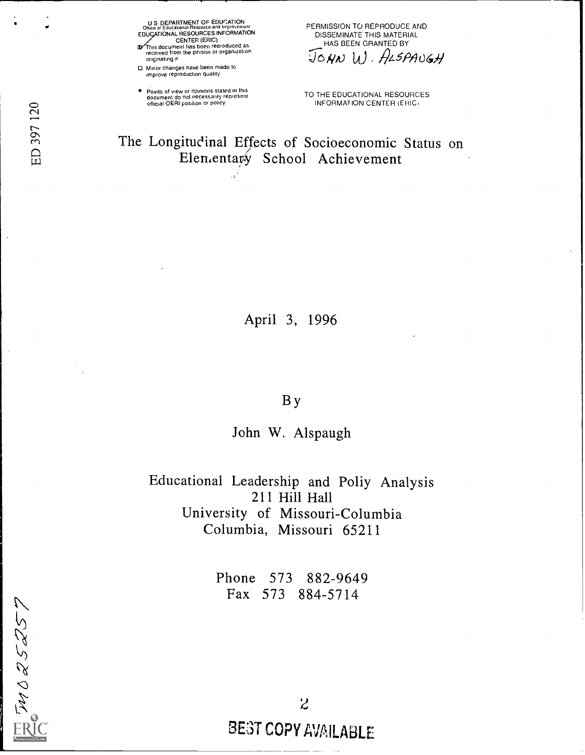U S DEPARTMENT OF EDUCATION
Office of Educational Research and Improvement
EDUCATIONAL RESOURCES INFORMATION CENTER (ERIC)

- This document has been reproduced as received from the person or organization originating it
- Minor changes have been made to improve reproduction quality
- Points of view or opinions stated in this document do not necessarily represent official OERI position or policy

PERMISSION TO REPRODUCE AND DISSEMINATE THIS MATERIAL HAS BEEN GRANTED BY

JOHN W. ALSPAUGH

TO THE EDUCATIONAL RESOURCES INFORMATION CENTER (ERIC)

ED 397 120

# The Longitudinal Effects of Socioeconomic Status on Elementary School Achievement

April 3, 1996

By

John W. Alspaugh

Educational Leadership and Poliy Analysis
211 Hill Hall
University of Missouri-Columbia
Columbia, Missouri 65211

Phone 573 882-9649
Fax 573 884-5714

TM025257

BEST COPY AVAILABLE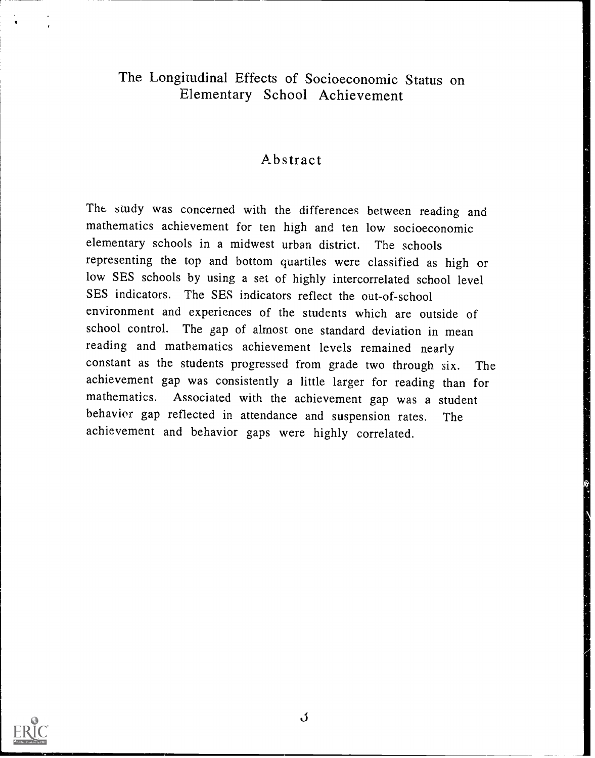# The Longitudinal Effects of Socioeconomic Status on Elementary School Achievement

## Abstract

The study was concerned with the differences between reading and mathematics achievement for ten high and ten low socioeconomic elementary schools in a midwest urban district. The schools representing the top and bottom quartiles were classified as high or low SES schools by using a set of highly intercorrelated school level SES indicators. The SES indicators reflect the out-of-school environment and experiences of the students which are outside of school control. The gap of almost one standard deviation in mean reading and mathematics achievement levels remained nearly constant as the students progressed from grade two through six. The achievement gap was consistently a little larger for reading than for mathematics. Associated with the achievement gap was a student behavior gap reflected in attendance and suspension rates. The achievement and behavior gaps were highly correlated.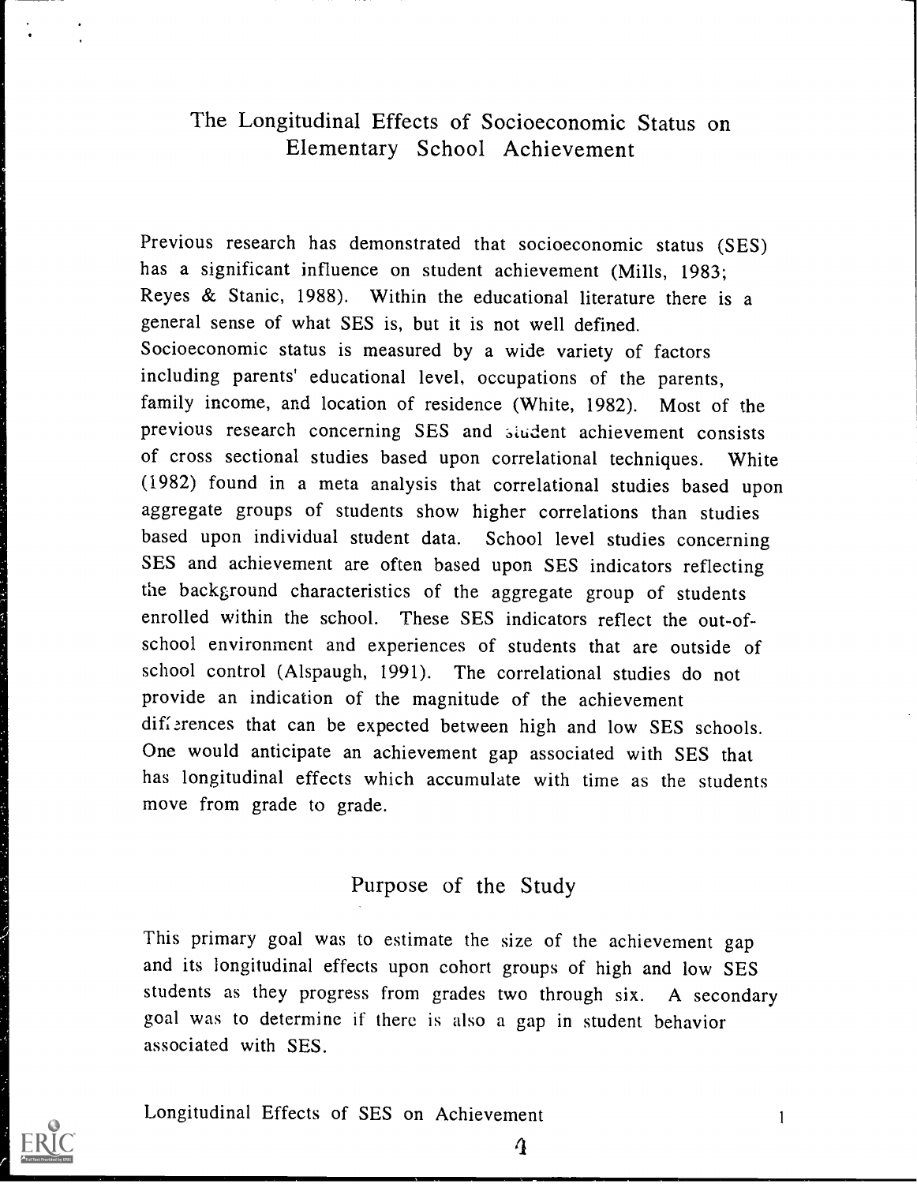# The Longitudinal Effects of Socioeconomic Status on Elementary School Achievement

Previous research has demonstrated that socioeconomic status (SES) has a significant influence on student achievement (Mills, 1983; Reyes & Stanic, 1988). Within the educational literature there is a general sense of what SES is, but it is not well defined. Socioeconomic status is measured by a wide variety of factors including parents' educational level, occupations of the parents, family income, and location of residence (White, 1982). Most of the previous research concerning SES and student achievement consists of cross sectional studies based upon correlational techniques. White (1982) found in a meta analysis that correlational studies based upon aggregate groups of students show higher correlations than studies based upon individual student data. School level studies concerning SES and achievement are often based upon SES indicators reflecting the background characteristics of the aggregate group of students enrolled within the school. These SES indicators reflect the out-of-school environment and experiences of students that are outside of school control (Alspaugh, 1991). The correlational studies do not provide an indication of the magnitude of the achievement differences that can be expected between high and low SES schools. One would anticipate an achievement gap associated with SES that has longitudinal effects which accumulate with time as the students move from grade to grade.

## Purpose of the Study

This primary goal was to estimate the size of the achievement gap and its longitudinal effects upon cohort groups of high and low SES students as they progress from grades two through six. A secondary goal was to determine if there is also a gap in student behavior associated with SES.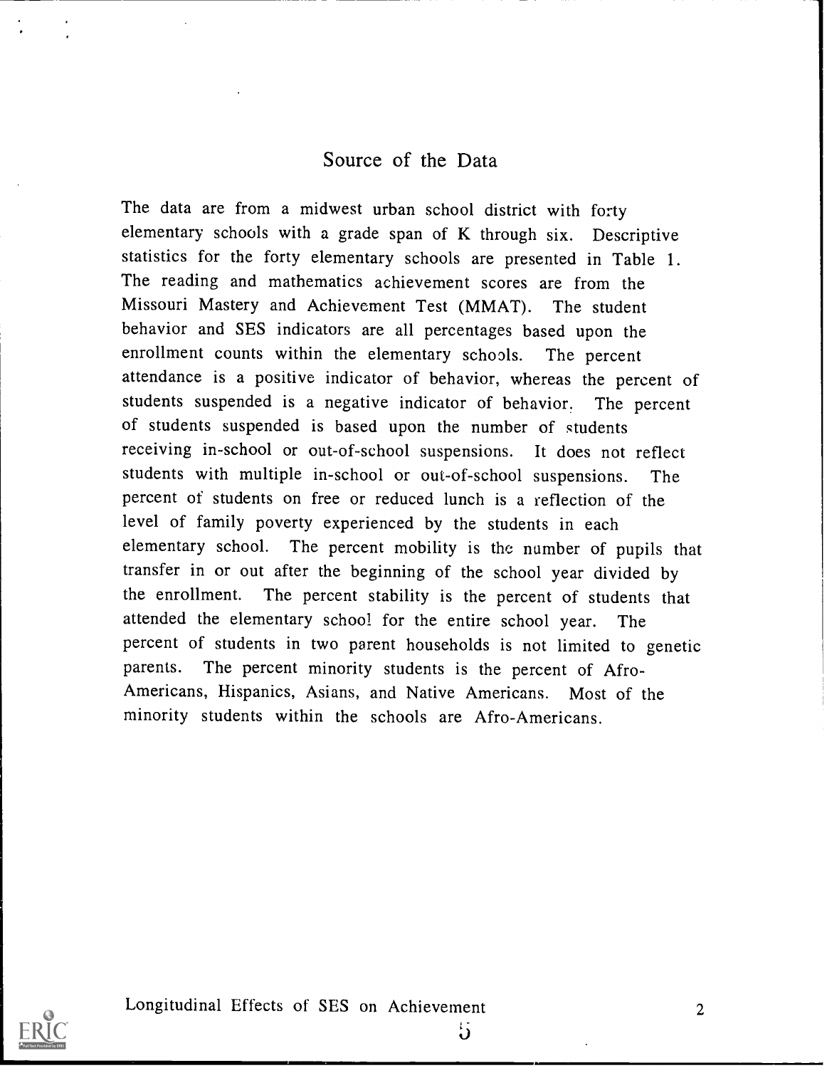## Source of the Data

The data are from a midwest urban school district with forty elementary schools with a grade span of K through six. Descriptive statistics for the forty elementary schools are presented in Table 1. The reading and mathematics achievement scores are from the Missouri Mastery and Achievement Test (MMAT). The student behavior and SES indicators are all percentages based upon the enrollment counts within the elementary schools. The percent attendance is a positive indicator of behavior, whereas the percent of students suspended is a negative indicator of behavior. The percent of students suspended is based upon the number of students receiving in-school or out-of-school suspensions. It does not reflect students with multiple in-school or out-of-school suspensions. The percent of students on free or reduced lunch is a reflection of the level of family poverty experienced by the students in each elementary school. The percent mobility is the number of pupils that transfer in or out after the beginning of the school year divided by the enrollment. The percent stability is the percent of students that attended the elementary school for the entire school year. The percent of students in two parent households is not limited to genetic parents. The percent minority students is the percent of Afro-Americans, Hispanics, Asians, and Native Americans. Most of the minority students within the schools are Afro-Americans.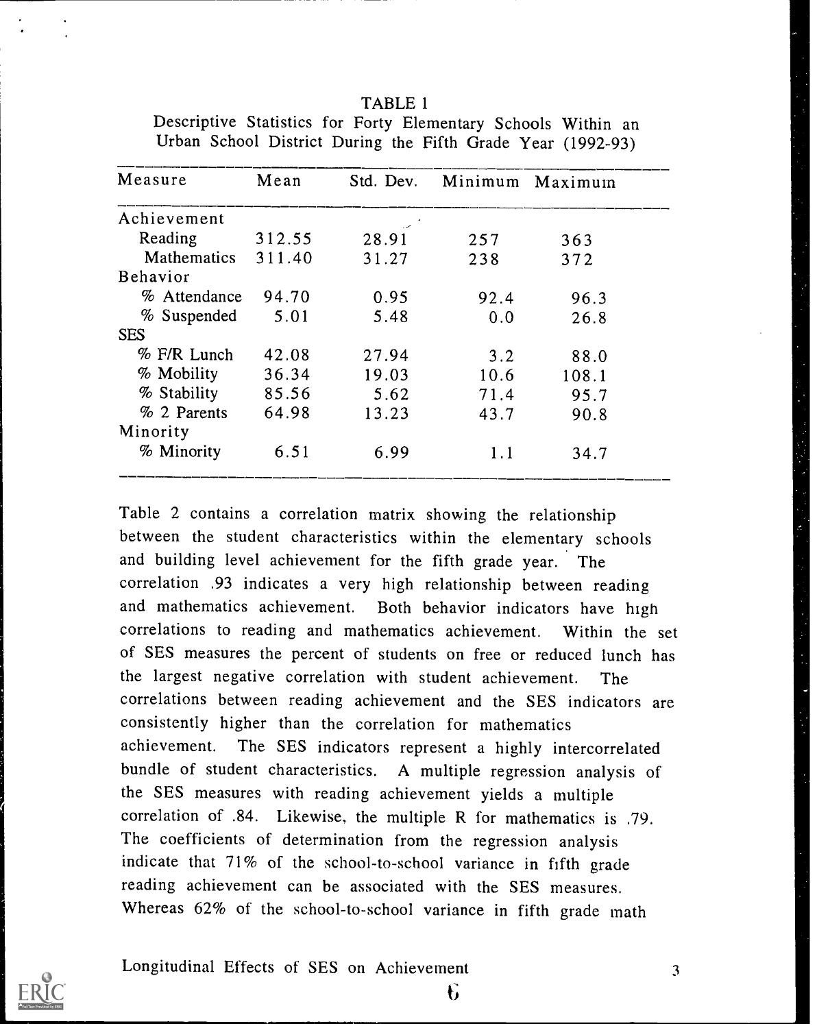TABLE 1

Descriptive Statistics for Forty Elementary Schools Within an Urban School District During the Fifth Grade Year (1992-93)

| Measure | Mean | Std. Dev. | Minimum | Maximum |
|---|---|---|---|---|
| Achievement | | | | |
| Reading | 312.55 | 28.91 | 257 | 363 |
| Mathematics | 311.40 | 31.27 | 238 | 372 |
| Behavior | | | | |
| % Attendance | 94.70 | 0.95 | 92.4 | 96.3 |
| % Suspended | 5.01 | 5.48 | 0.0 | 26.8 |
| SES | | | | |
| % F/R Lunch | 42.08 | 27.94 | 3.2 | 88.0 |
| % Mobility | 36.34 | 19.03 | 10.6 | 108.1 |
| % Stability | 85.56 | 5.62 | 71.4 | 95.7 |
| % 2 Parents | 64.98 | 13.23 | 43.7 | 90.8 |
| Minority | | | | |
| % Minority | 6.51 | 6.99 | 1.1 | 34.7 |

Table 2 contains a correlation matrix showing the relationship between the student characteristics within the elementary schools and building level achievement for the fifth grade year. The correlation .93 indicates a very high relationship between reading and mathematics achievement. Both behavior indicators have high correlations to reading and mathematics achievement. Within the set of SES measures the percent of students on free or reduced lunch has the largest negative correlation with student achievement. The correlations between reading achievement and the SES indicators are consistently higher than the correlation for mathematics achievement. The SES indicators represent a highly intercorrelated bundle of student characteristics. A multiple regression analysis of the SES measures with reading achievement yields a multiple correlation of .84. Likewise, the multiple R for mathematics is .79. The coefficients of determination from the regression analysis indicate that 71% of the school-to-school variance in fifth grade reading achievement can be associated with the SES measures. Whereas 62% of the school-to-school variance in fifth grade math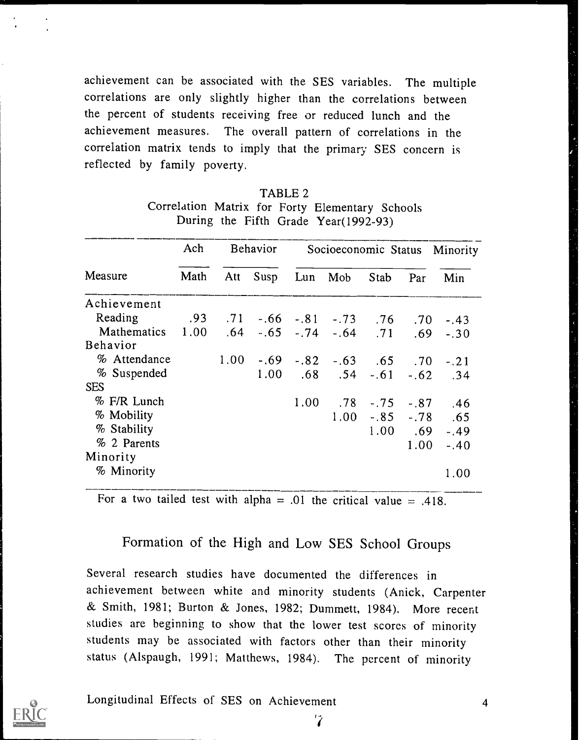achievement can be associated with the SES variables. The multiple correlations are only slightly higher than the correlations between the percent of students receiving free or reduced lunch and the achievement measures. The overall pattern of correlations in the correlation matrix tends to imply that the primary SES concern is reflected by family poverty.

TABLE 2
Correlation Matrix for Forty Elementary Schools During the Fifth Grade Year(1992-93)

| | Ach | Behavior | | Socioeconomic Status | | | | Minority |
|---|---|---|---|---|---|---|---|---|
| Measure | Math | Att | Susp | Lun | Mob | Stab | Par | Min |
| Achievement | | | | | | | | |
| Reading | .93 | .71 | -.66 | -.81 | -.73 | .76 | .70 | -.43 |
| Mathematics | 1.00 | .64 | -.65 | -.74 | -.64 | .71 | .69 | -.30 |
| Behavior | | | | | | | | |
| % Attendance | | 1.00 | -.69 | -.82 | -.63 | .65 | .70 | -.21 |
| % Suspended | | | 1.00 | .68 | .54 | -.61 | -.62 | .34 |
| SES | | | | | | | | |
| % F/R Lunch | | | | 1.00 | .78 | -.75 | -.87 | .46 |
| % Mobility | | | | | 1.00 | -.85 | -.78 | .65 |
| % Stability | | | | | | 1.00 | .69 | -.49 |
| % 2 Parents | | | | | | | 1.00 | -.40 |
| Minority | | | | | | | | |
| % Minority | | | | | | | | 1.00 |

For a two tailed test with alpha = .01 the critical value = .418.

## Formation of the High and Low SES School Groups

Several research studies have documented the differences in achievement between white and minority students (Anick, Carpenter & Smith, 1981; Burton & Jones, 1982; Dummett, 1984). More recent studies are beginning to show that the lower test scores of minority students may be associated with factors other than their minority status (Alspaugh, 1991; Matthews, 1984). The percent of minority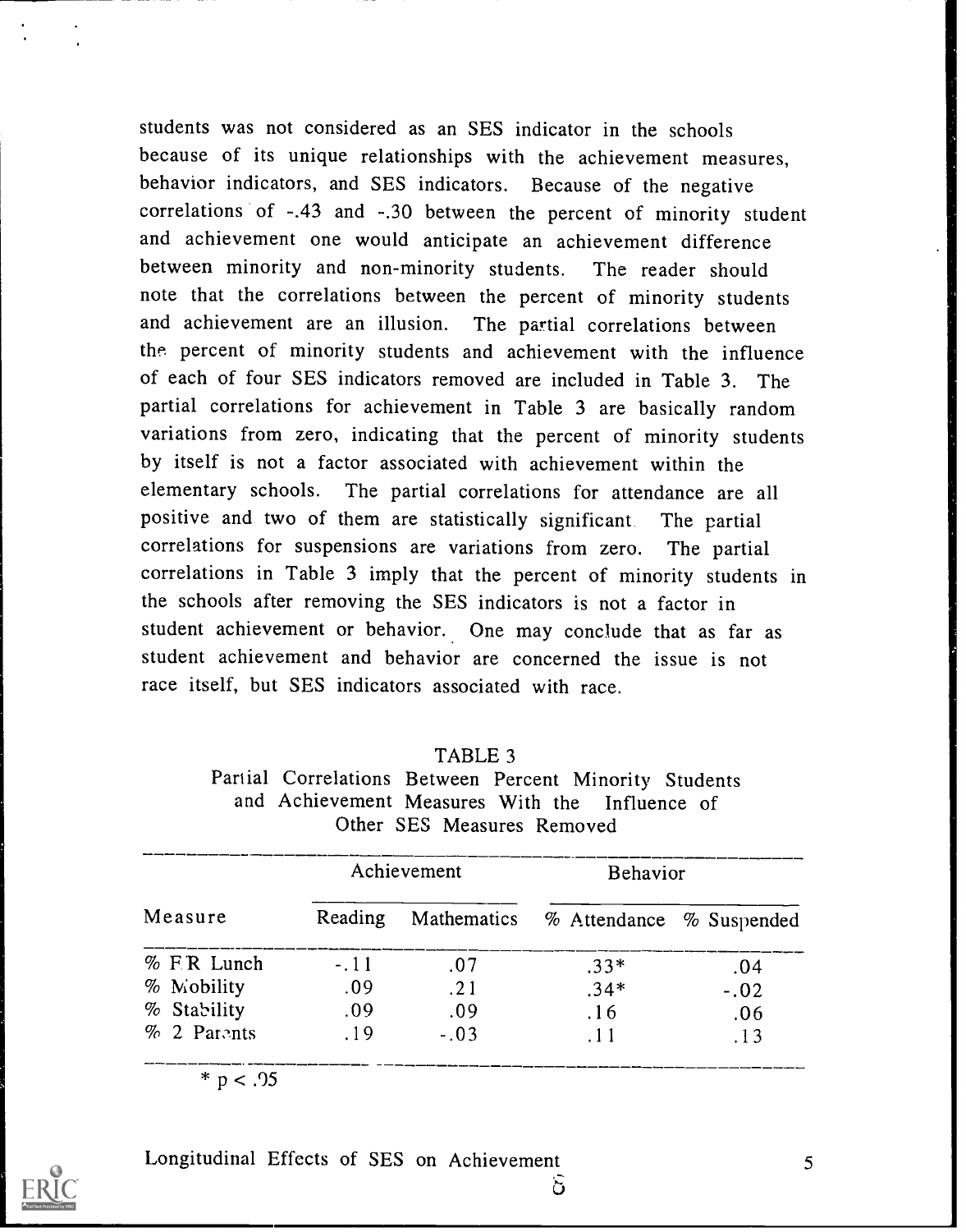students was not considered as an SES indicator in the schools because of its unique relationships with the achievement measures, behavior indicators, and SES indicators. Because of the negative correlations of -.43 and -.30 between the percent of minority student and achievement one would anticipate an achievement difference between minority and non-minority students. The reader should note that the correlations between the percent of minority students and achievement are an illusion. The partial correlations between the percent of minority students and achievement with the influence of each of four SES indicators removed are included in Table 3. The partial correlations for achievement in Table 3 are basically random variations from zero, indicating that the percent of minority students by itself is not a factor associated with achievement within the elementary schools. The partial correlations for attendance are all positive and two of them are statistically significant. The partial correlations for suspensions are variations from zero. The partial correlations in Table 3 imply that the percent of minority students in the schools after removing the SES indicators is not a factor in student achievement or behavior. One may conclude that as far as student achievement and behavior are concerned the issue is not race itself, but SES indicators associated with race.

TABLE 3
Partial Correlations Between Percent Minority Students and Achievement Measures With the Influence of Other SES Measures Removed

| | Achievement | | Behavior | |
|---|---|---|---|---|
| Measure | Reading | Mathematics | % Attendance | % Suspended |
| % F/R Lunch | -.11 | .07 | .33* | .04 |
| % Mobility | .09 | .21 | .34* | -.02 |
| % Stability | .09 | .09 | .16 | .06 |
| % 2 Parents | .19 | -.03 | .11 | .13 |

* $p < .05$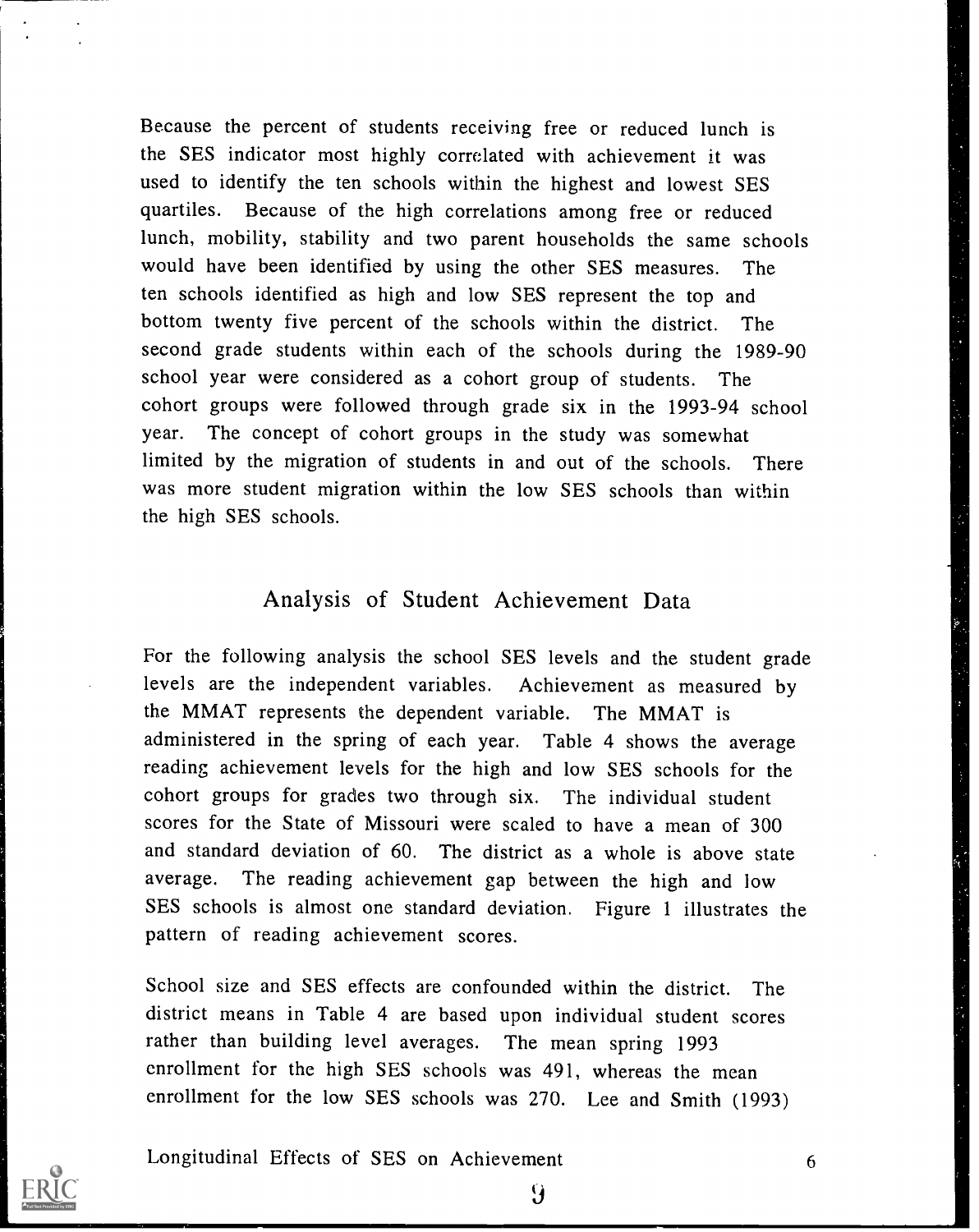Because the percent of students receiving free or reduced lunch is the SES indicator most highly correlated with achievement it was used to identify the ten schools within the highest and lowest SES quartiles. Because of the high correlations among free or reduced lunch, mobility, stability and two parent households the same schools would have been identified by using the other SES measures. The ten schools identified as high and low SES represent the top and bottom twenty five percent of the schools within the district. The second grade students within each of the schools during the 1989-90 school year were considered as a cohort group of students. The cohort groups were followed through grade six in the 1993-94 school year. The concept of cohort groups in the study was somewhat limited by the migration of students in and out of the schools. There was more student migration within the low SES schools than within the high SES schools.

## Analysis of Student Achievement Data

For the following analysis the school SES levels and the student grade levels are the independent variables. Achievement as measured by the MMAT represents the dependent variable. The MMAT is administered in the spring of each year. Table 4 shows the average reading achievement levels for the high and low SES schools for the cohort groups for grades two through six. The individual student scores for the State of Missouri were scaled to have a mean of 300 and standard deviation of 60. The district as a whole is above state average. The reading achievement gap between the high and low SES schools is almost one standard deviation. Figure 1 illustrates the pattern of reading achievement scores.

School size and SES effects are confounded within the district. The district means in Table 4 are based upon individual student scores rather than building level averages. The mean spring 1993 enrollment for the high SES schools was 491, whereas the mean enrollment for the low SES schools was 270. Lee and Smith (1993)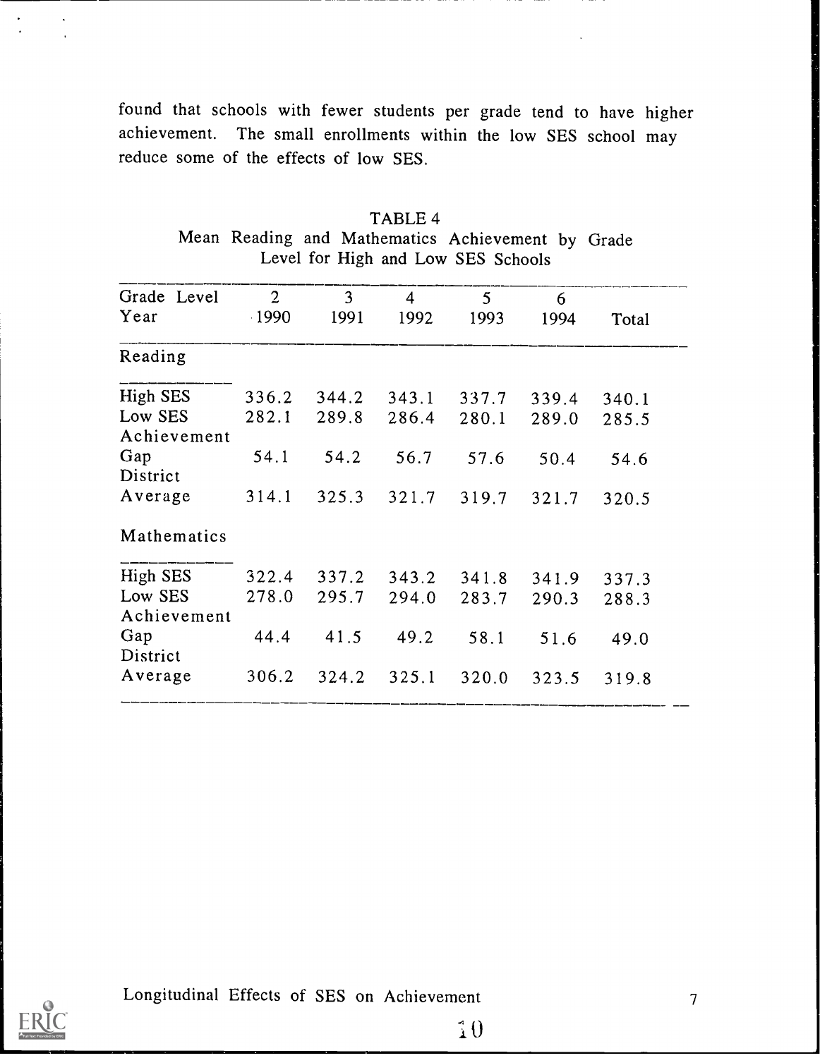found that schools with fewer students per grade tend to have higher achievement. The small enrollments within the low SES school may reduce some of the effects of low SES.

TABLE 4
Mean Reading and Mathematics Achievement by Grade Level for High and Low SES Schools

| Grade Level<br>Year | 2<br>1990 | 3<br>1991 | 4<br>1992 | 5<br>1993 | 6<br>1994 | Total |
|---|---|---|---|---|---|---|
| **Reading** | | | | | | |
| High SES | 336.2 | 344.2 | 343.1 | 337.7 | 339.4 | 340.1 |
| Low SES | 282.1 | 289.8 | 286.4 | 280.1 | 289.0 | 285.5 |
| Achievement Gap | 54.1 | 54.2 | 56.7 | 57.6 | 50.4 | 54.6 |
| District Average | 314.1 | 325.3 | 321.7 | 319.7 | 321.7 | 320.5 |
| **Mathematics** | | | | | | |
| High SES | 322.4 | 337.2 | 343.2 | 341.8 | 341.9 | 337.3 |
| Low SES | 278.0 | 295.7 | 294.0 | 283.7 | 290.3 | 288.3 |
| Achievement Gap | 44.4 | 41.5 | 49.2 | 58.1 | 51.6 | 49.0 |
| District Average | 306.2 | 324.2 | 325.1 | 320.0 | 323.5 | 319.8 |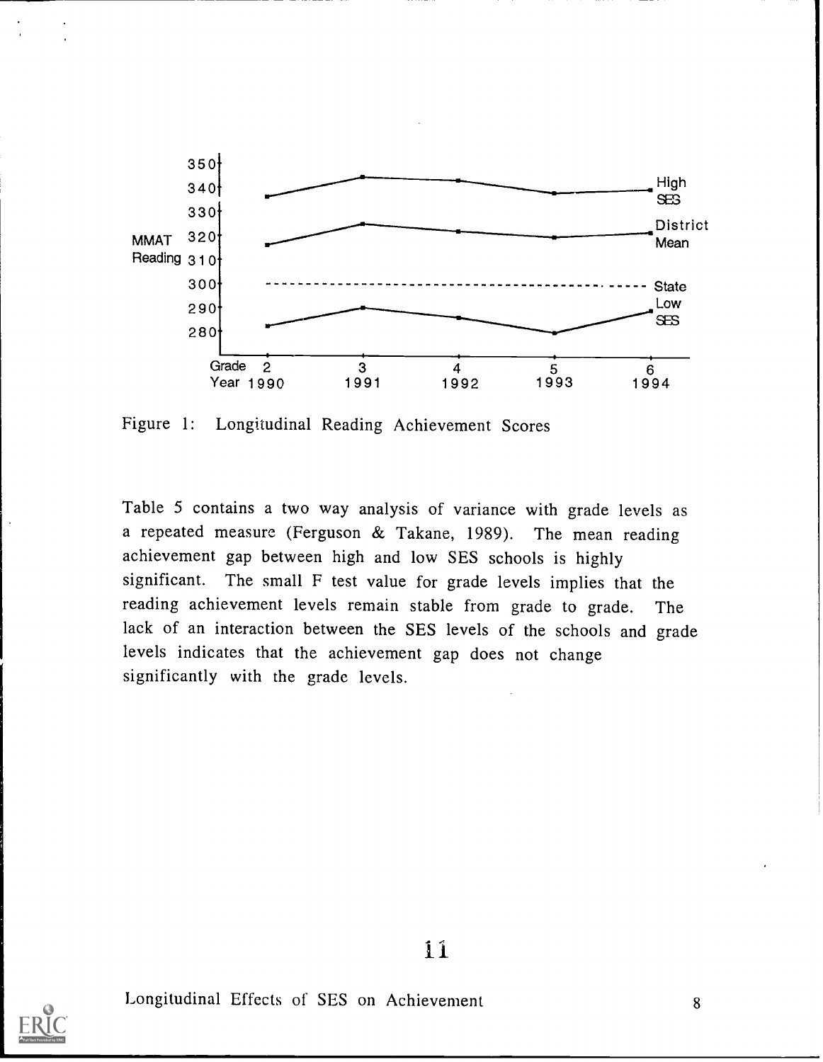350
340
330
MMAT 320
Reading 310
300
290
280

High SES
District Mean
State
Low SES

Grade 2 3 4 5 6
Year 1990 1991 1992 1993 1994

Figure 1: Longitudinal Reading Achievement Scores

Table 5 contains a two way analysis of variance with grade levels as a repeated measure (Ferguson & Takane, 1989). The mean reading achievement gap between high and low SES schools is highly significant. The small F test value for grade levels implies that the reading achievement levels remain stable from grade to grade. The lack of an interaction between the SES levels of the schools and grade levels indicates that the achievement gap does not change significantly with the grade levels.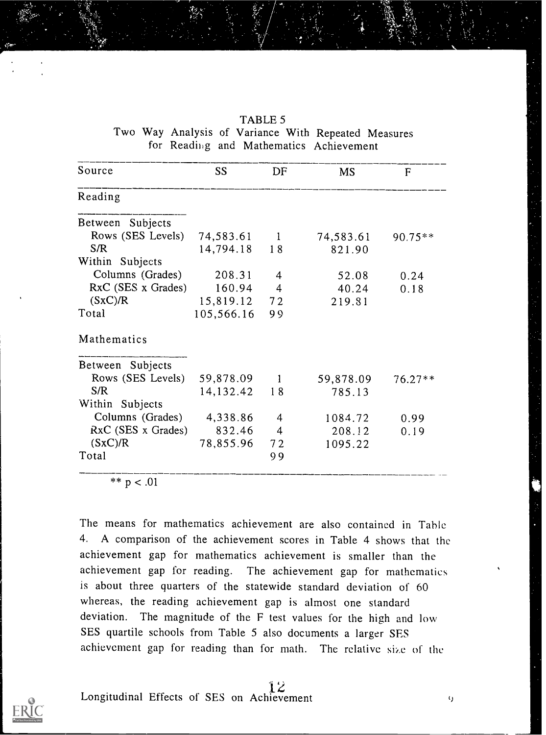TABLE 5

Two Way Analysis of Variance With Repeated Measures for Reading and Mathematics Achievement

| Source | SS | DF | MS | F |
|---|---|---|---|---|
| **Reading** | | | | |
| Between Subjects | | | | |
| Rows (SES Levels) | 74,583.61 | 1 | 74,583.61 | 90.75** |
| S/R | 14,794.18 | 18 | 821.90 | |
| Within Subjects | | | | |
| Columns (Grades) | 208.31 | 4 | 52.08 | 0.24 |
| RxC (SES x Grades) | 160.94 | 4 | 40.24 | 0.18 |
| (SxC)/R | 15,819.12 | 72 | 219.81 | |
| Total | 105,566.16 | 99 | | |
| **Mathematics** | | | | |
| Between Subjects | | | | |
| Rows (SES Levels) | 59,878.09 | 1 | 59,878.09 | 76.27** |
| S/R | 14,132.42 | 18 | 785.13 | |
| Within Subjects | | | | |
| Columns (Grades) | 4,338.86 | 4 | 1084.72 | 0.99 |
| RxC (SES x Grades) | 832.46 | 4 | 208.12 | 0.19 |
| (SxC)/R | 78,855.96 | 72 | 1095.22 | |
| Total | | 99 | | |

** $p < .01$

The means for mathematics achievement are also contained in Table 4. A comparison of the achievement scores in Table 4 shows that the achievement gap for mathematics achievement is smaller than the achievement gap for reading. The achievement gap for mathematics is about three quarters of the statewide standard deviation of 60 whereas, the reading achievement gap is almost one standard deviation. The magnitude of the F test values for the high and low SES quartile schools from Table 5 also documents a larger SES achievement gap for reading than for math. The relative size of the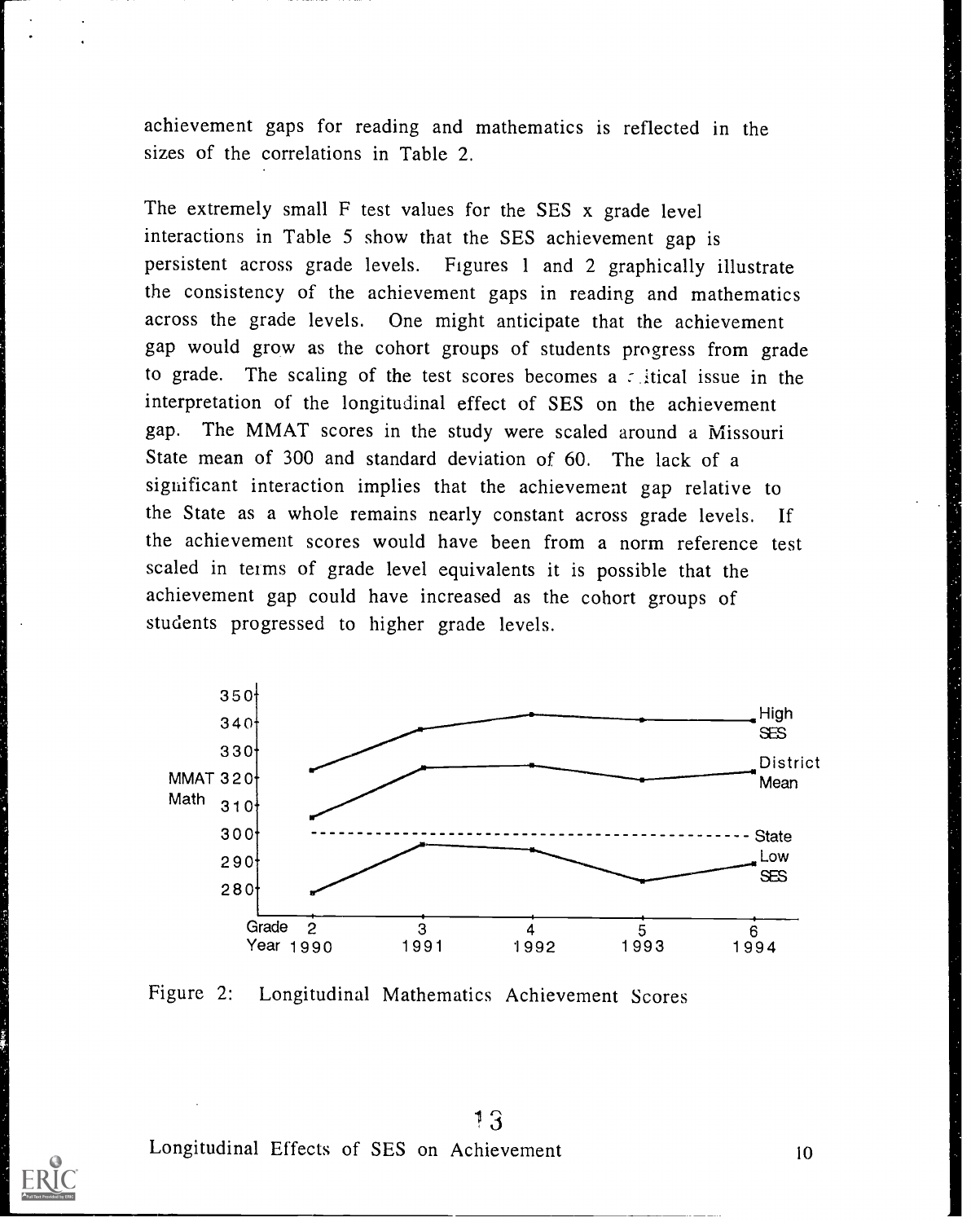achievement gaps for reading and mathematics is reflected in the sizes of the correlations in Table 2.

The extremely small F test values for the SES x grade level interactions in Table 5 show that the SES achievement gap is persistent across grade levels. Figures 1 and 2 graphically illustrate the consistency of the achievement gaps in reading and mathematics across the grade levels. One might anticipate that the achievement gap would grow as the cohort groups of students progress from grade to grade. The scaling of the test scores becomes a critical issue in the interpretation of the longitudinal effect of SES on the achievement gap. The MMAT scores in the study were scaled around a Missouri State mean of 300 and standard deviation of 60. The lack of a significant interaction implies that the achievement gap relative to the State as a whole remains nearly constant across grade levels. If the achievement scores would have been from a norm reference test scaled in terms of grade level equivalents it is possible that the achievement gap could have increased as the cohort groups of students progressed to higher grade levels.

MMAT Math

350
340
330
320
310
300
290
280

High SES

District Mean

State

Low SES

Grade 2, 3, 4, 5, 6

Year 1990, 1991, 1992, 1993, 1994

Figure 2: Longitudinal Mathematics Achievement Scores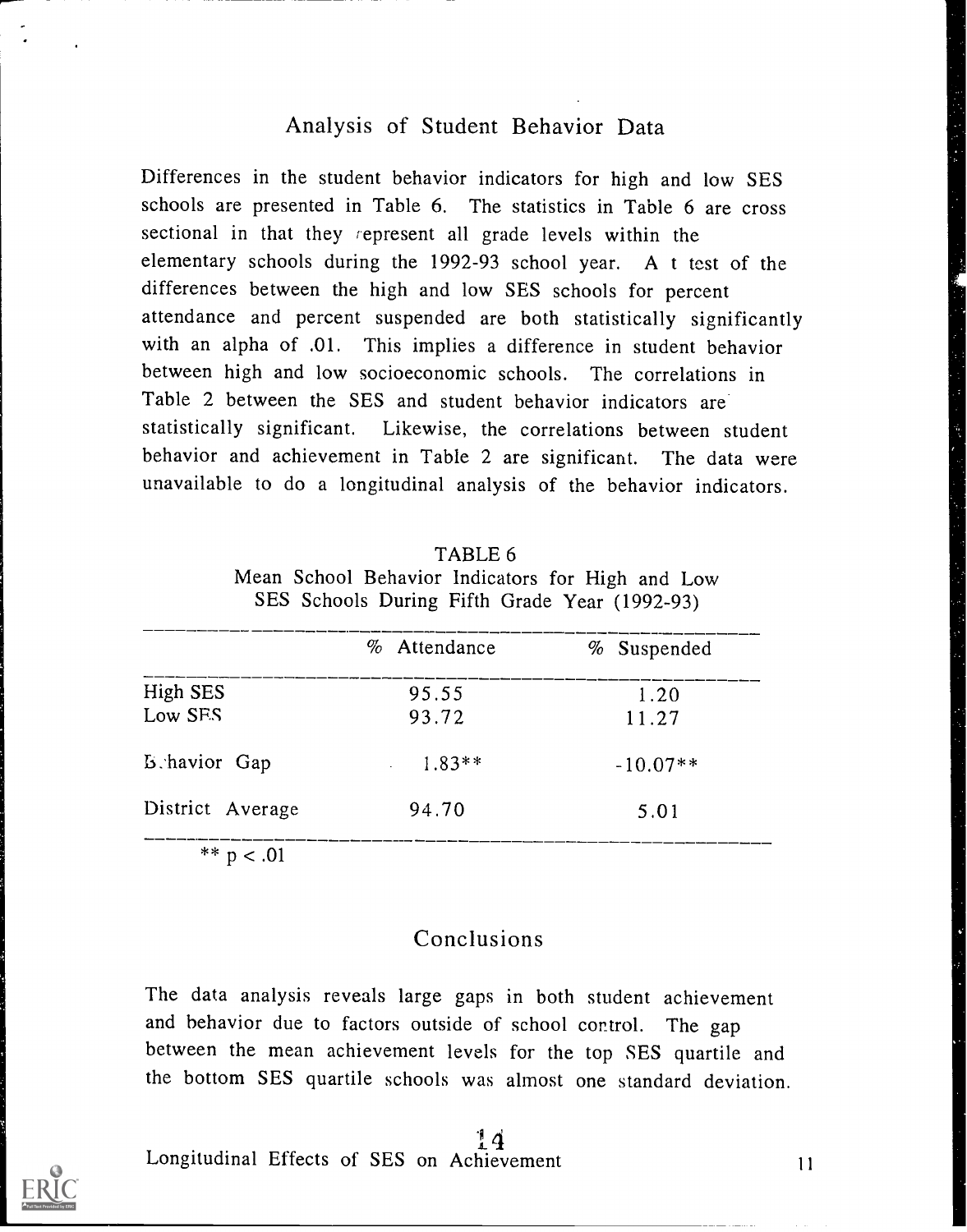## Analysis of Student Behavior Data

Differences in the student behavior indicators for high and low SES schools are presented in Table 6. The statistics in Table 6 are cross sectional in that they represent all grade levels within the elementary schools during the 1992-93 school year. A t test of the differences between the high and low SES schools for percent attendance and percent suspended are both statistically significantly with an alpha of .01. This implies a difference in student behavior between high and low socioeconomic schools. The correlations in Table 2 between the SES and student behavior indicators are statistically significant. Likewise, the correlations between student behavior and achievement in Table 2 are significant. The data were unavailable to do a longitudinal analysis of the behavior indicators.

TABLE 6
Mean School Behavior Indicators for High and Low SES Schools During Fifth Grade Year (1992-93)

| | % Attendance | % Suspended |
|---|---|---|
| High SES | 95.55 | 1.20 |
| Low SES | 93.72 | 11.27 |
| Behavior Gap | 1.83** | -10.07** |
| District Average | 94.70 | 5.01 |

** $p < .01$

## Conclusions

The data analysis reveals large gaps in both student achievement and behavior due to factors outside of school control. The gap between the mean achievement levels for the top SES quartile and the bottom SES quartile schools was almost one standard deviation.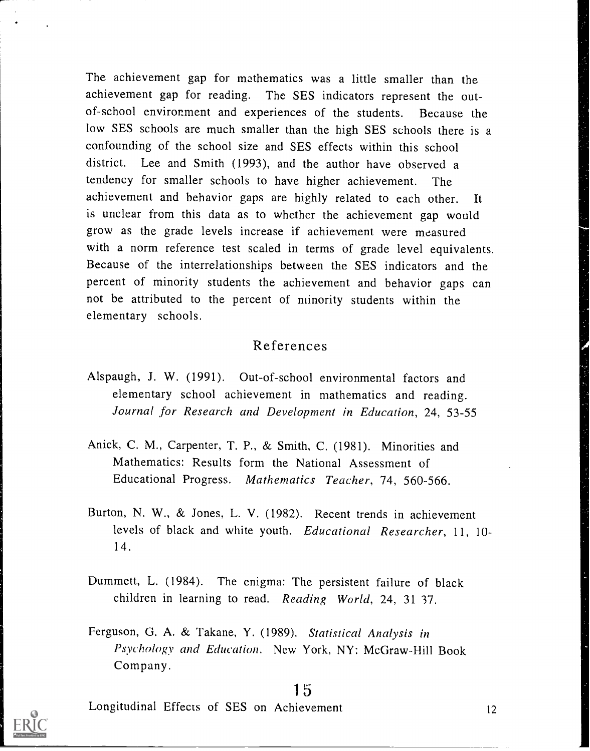The achievement gap for mathematics was a little smaller than the achievement gap for reading. The SES indicators represent the out-of-school environment and experiences of the students. Because the low SES schools are much smaller than the high SES schools there is a confounding of the school size and SES effects within this school district. Lee and Smith (1993), and the author have observed a tendency for smaller schools to have higher achievement. The achievement and behavior gaps are highly related to each other. It is unclear from this data as to whether the achievement gap would grow as the grade levels increase if achievement were measured with a norm reference test scaled in terms of grade level equivalents. Because of the interrelationships between the SES indicators and the percent of minority students the achievement and behavior gaps can not be attributed to the percent of minority students within the elementary schools.

## References

Alspaugh, J. W. (1991). Out-of-school environmental factors and elementary school achievement in mathematics and reading. *Journal for Research and Development in Education*, 24, 53-55

Anick, C. M., Carpenter, T. P., & Smith, C. (1981). Minorities and Mathematics: Results form the National Assessment of Educational Progress. *Mathematics Teacher*, 74, 560-566.

Burton, N. W., & Jones, L. V. (1982). Recent trends in achievement levels of black and white youth. *Educational Researcher*, 11, 10-14.

Dummett, L. (1984). The enigma: The persistent failure of black children in learning to read. *Reading World*, 24, 31 37.

Ferguson, G. A. & Takane, Y. (1989). *Statistical Analysis in Psychology and Education*. New York, NY: McGraw-Hill Book Company.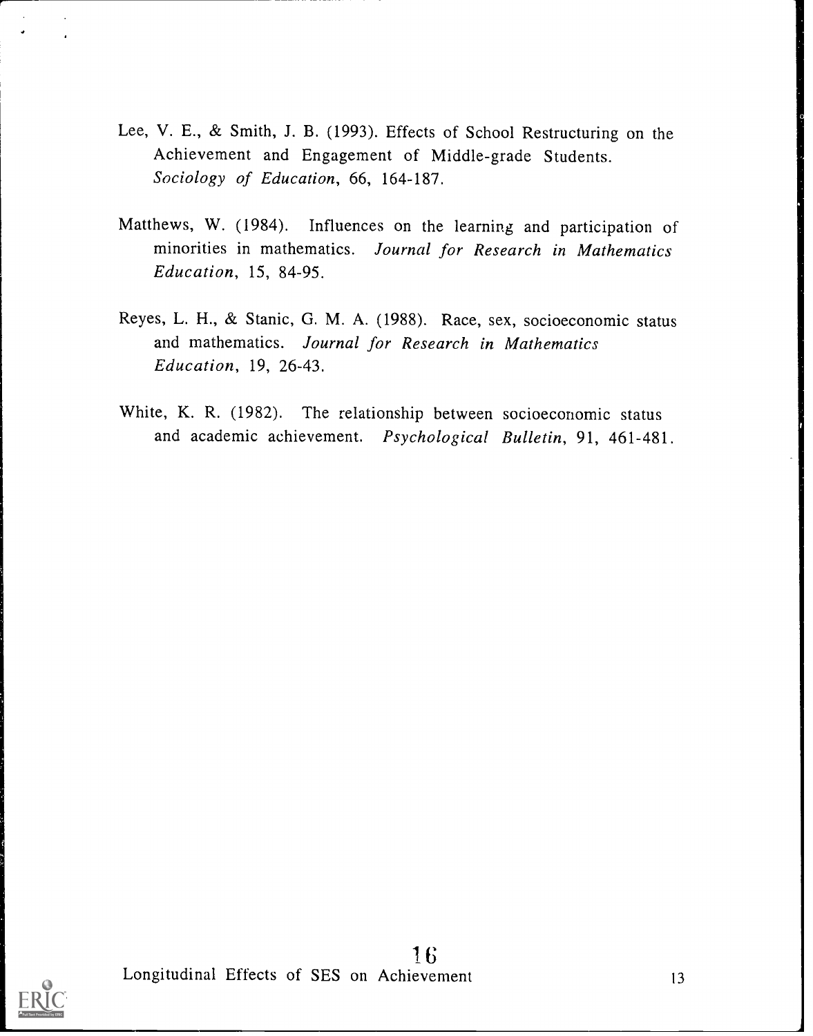Lee, V. E., & Smith, J. B. (1993). Effects of School Restructuring on the Achievement and Engagement of Middle-grade Students. *Sociology of Education*, 66, 164-187.

Matthews, W. (1984). Influences on the learning and participation of minorities in mathematics. *Journal for Research in Mathematics Education*, 15, 84-95.

Reyes, L. H., & Stanic, G. M. A. (1988). Race, sex, socioeconomic status and mathematics. *Journal for Research in Mathematics Education*, 19, 26-43.

White, K. R. (1982). The relationship between socioeconomic status and academic achievement. *Psychological Bulletin*, 91, 461-481.